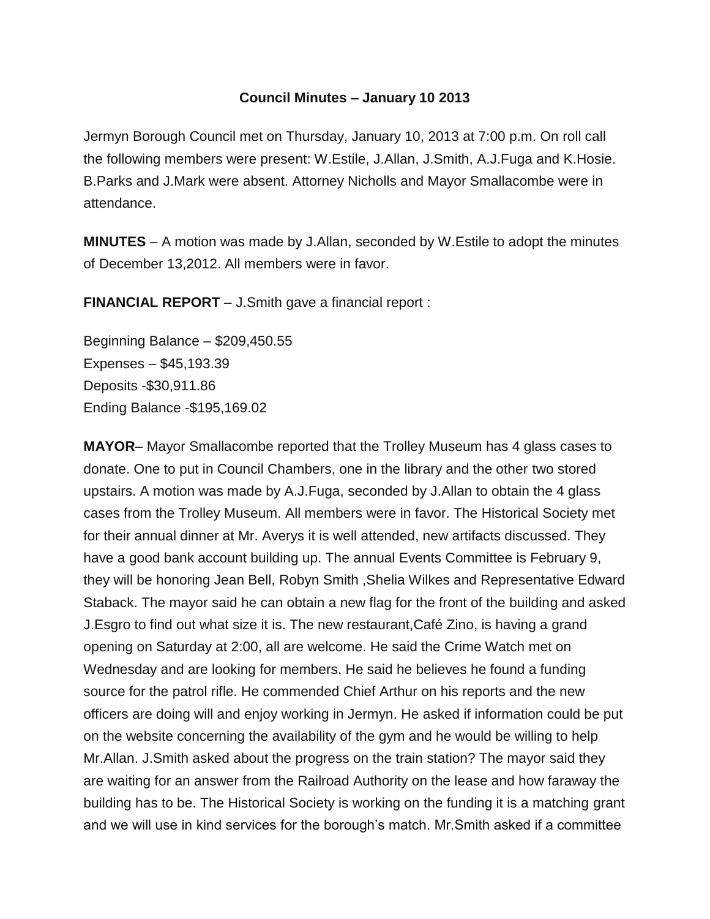# Council Minutes – January 10 2013

Jermyn Borough Council met on Thursday, January 10, 2013 at 7:00 p.m. On roll call the following members were present: W.Estile, J.Allan, J.Smith, A.J.Fuga and K.Hosie. B.Parks and J.Mark were absent. Attorney Nicholls and Mayor Smallacombe were in attendance.

**MINUTES** – A motion was made by J.Allan, seconded by W.Estile to adopt the minutes of December 13,2012. All members were in favor.

**FINANCIAL REPORT** – J.Smith gave a financial report :

Beginning Balance – $209,450.55
Expenses – $45,193.39
Deposits -$30,911.86
Ending Balance -$195,169.02

**MAYOR**– Mayor Smallacombe reported that the Trolley Museum has 4 glass cases to donate. One to put in Council Chambers, one in the library and the other two stored upstairs. A motion was made by A.J.Fuga, seconded by J.Allan to obtain the 4 glass cases from the Trolley Museum. All members were in favor. The Historical Society met for their annual dinner at Mr. Averys it is well attended, new artifacts discussed. They have a good bank account building up. The annual Events Committee is February 9, they will be honoring Jean Bell, Robyn Smith ,Shelia Wilkes and Representative Edward Staback. The mayor said he can obtain a new flag for the front of the building and asked J.Esgro to find out what size it is. The new restaurant,Café Zino, is having a grand opening on Saturday at 2:00, all are welcome. He said the Crime Watch met on Wednesday and are looking for members. He said he believes he found a funding source for the patrol rifle. He commended Chief Arthur on his reports and the new officers are doing will and enjoy working in Jermyn. He asked if information could be put on the website concerning the availability of the gym and he would be willing to help Mr.Allan. J.Smith asked about the progress on the train station? The mayor said they are waiting for an answer from the Railroad Authority on the lease and how faraway the building has to be. The Historical Society is working on the funding it is a matching grant and we will use in kind services for the borough's match. Mr.Smith asked if a committee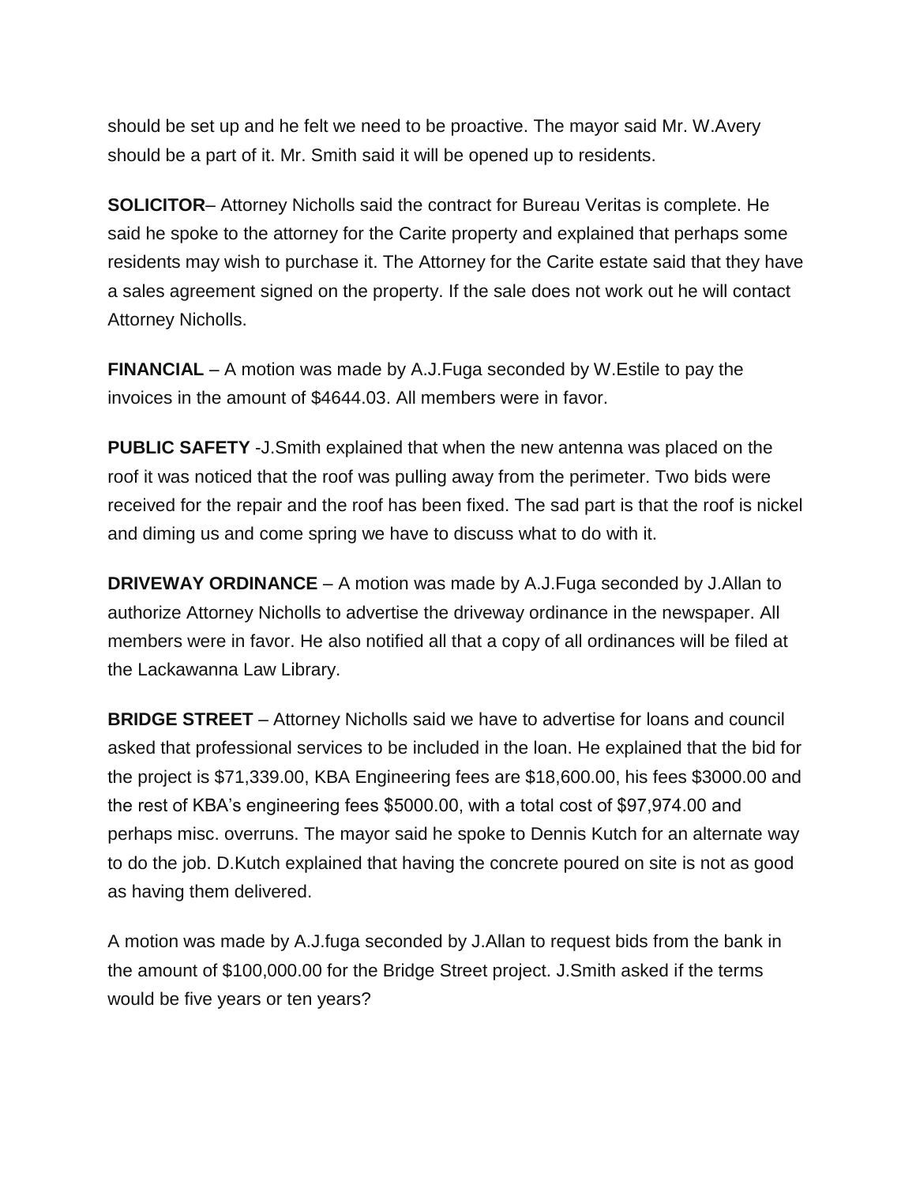should be set up and he felt we need to be proactive. The mayor said Mr. W.Avery should be a part of it. Mr. Smith said it will be opened up to residents.

**SOLICITOR**– Attorney Nicholls said the contract for Bureau Veritas is complete. He said he spoke to the attorney for the Carite property and explained that perhaps some residents may wish to purchase it. The Attorney for the Carite estate said that they have a sales agreement signed on the property. If the sale does not work out he will contact Attorney Nicholls.

**FINANCIAL** – A motion was made by A.J.Fuga seconded by W.Estile to pay the invoices in the amount of $4644.03. All members were in favor.

**PUBLIC SAFETY** -J.Smith explained that when the new antenna was placed on the roof it was noticed that the roof was pulling away from the perimeter. Two bids were received for the repair and the roof has been fixed. The sad part is that the roof is nickel and diming us and come spring we have to discuss what to do with it.

**DRIVEWAY ORDINANCE** – A motion was made by A.J.Fuga seconded by J.Allan to authorize Attorney Nicholls to advertise the driveway ordinance in the newspaper. All members were in favor. He also notified all that a copy of all ordinances will be filed at the Lackawanna Law Library.

**BRIDGE STREET** – Attorney Nicholls said we have to advertise for loans and council asked that professional services to be included in the loan. He explained that the bid for the project is $71,339.00, KBA Engineering fees are $18,600.00, his fees $3000.00 and the rest of KBA's engineering fees $5000.00, with a total cost of $97,974.00 and perhaps misc. overruns. The mayor said he spoke to Dennis Kutch for an alternate way to do the job. D.Kutch explained that having the concrete poured on site is not as good as having them delivered.

A motion was made by A.J.fuga seconded by J.Allan to request bids from the bank in the amount of $100,000.00 for the Bridge Street project. J.Smith asked if the terms would be five years or ten years?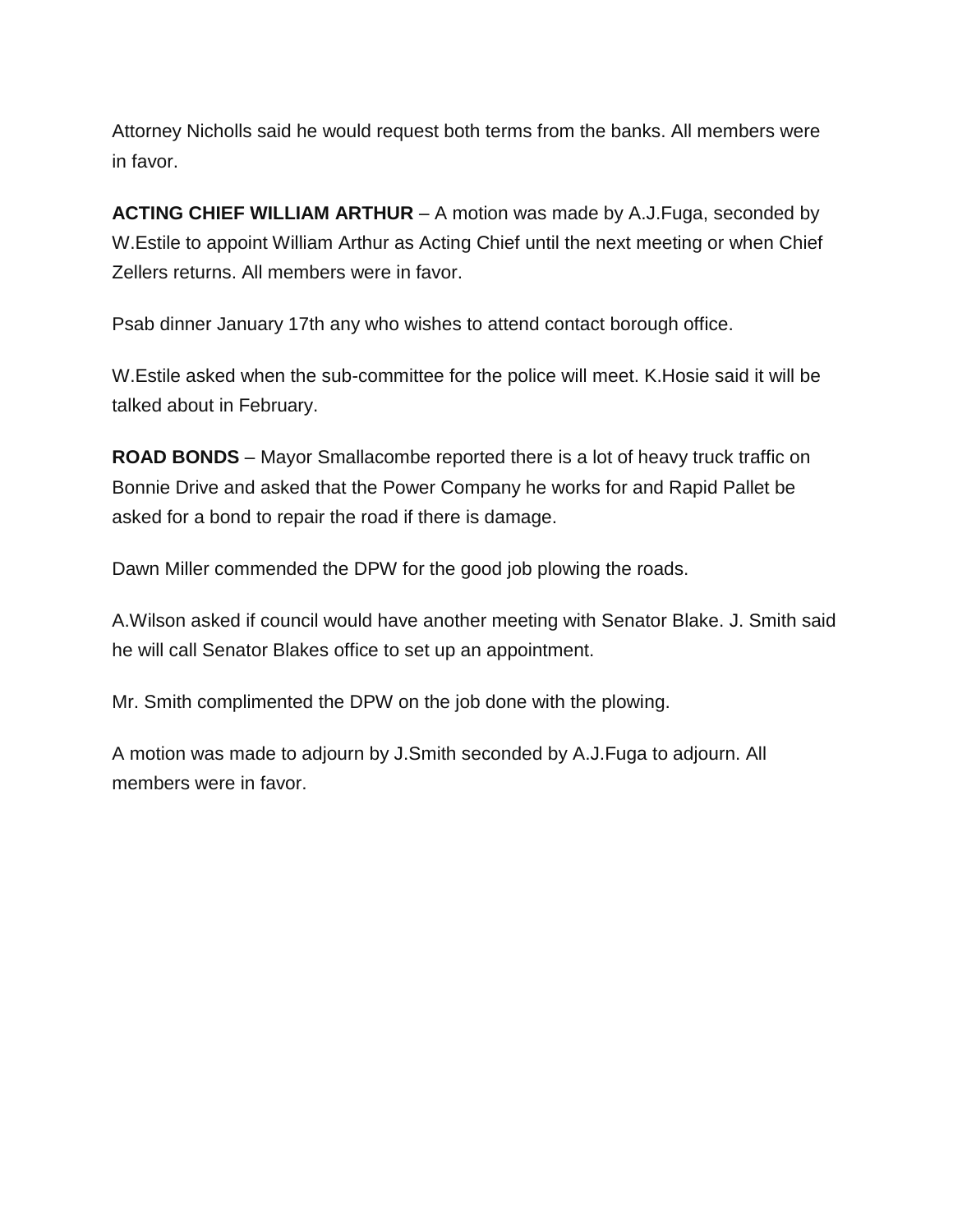Attorney Nicholls said he would request both terms from the banks. All members were in favor.

**ACTING CHIEF WILLIAM ARTHUR** – A motion was made by A.J.Fuga, seconded by W.Estile to appoint William Arthur as Acting Chief until the next meeting or when Chief Zellers returns. All members were in favor.

Psab dinner January 17th any who wishes to attend contact borough office.

W.Estile asked when the sub-committee for the police will meet. K.Hosie said it will be talked about in February.

**ROAD BONDS** – Mayor Smallacombe reported there is a lot of heavy truck traffic on Bonnie Drive and asked that the Power Company he works for and Rapid Pallet be asked for a bond to repair the road if there is damage.

Dawn Miller commended the DPW for the good job plowing the roads.

A.Wilson asked if council would have another meeting with Senator Blake. J. Smith said he will call Senator Blakes office to set up an appointment.

Mr. Smith complimented the DPW on the job done with the plowing.

A motion was made to adjourn by J.Smith seconded by A.J.Fuga to adjourn. All members were in favor.